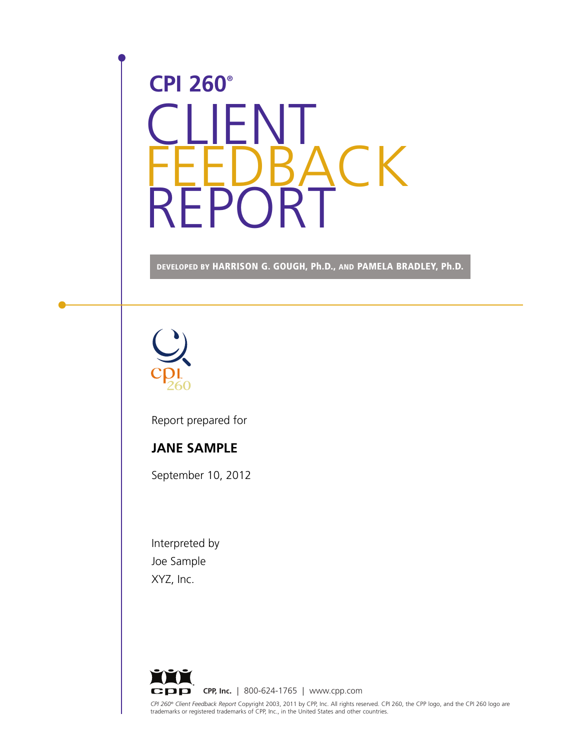# CPI 260®

# CLIENT FEEDBACK REPORT

DEVELOPED BY **HARRISON G. GOUGH, Ph.D.,** AND **PAMELA BRADLEY, Ph.D.**

Report prepared for

**JANE SAMPLE**

September 10, 2012

Interpreted by
Joe Sample
XYZ, Inc.

**CPP, Inc.** | 800-624-1765 | www.cpp.com

*CPI 260® Client Feedback Report* Copyright 2003, 2011 by CPP, Inc. All rights reserved. CPI 260, the CPP logo, and the CPI 260 logo are trademarks or registered trademarks of CPP, Inc., in the United States and other countries.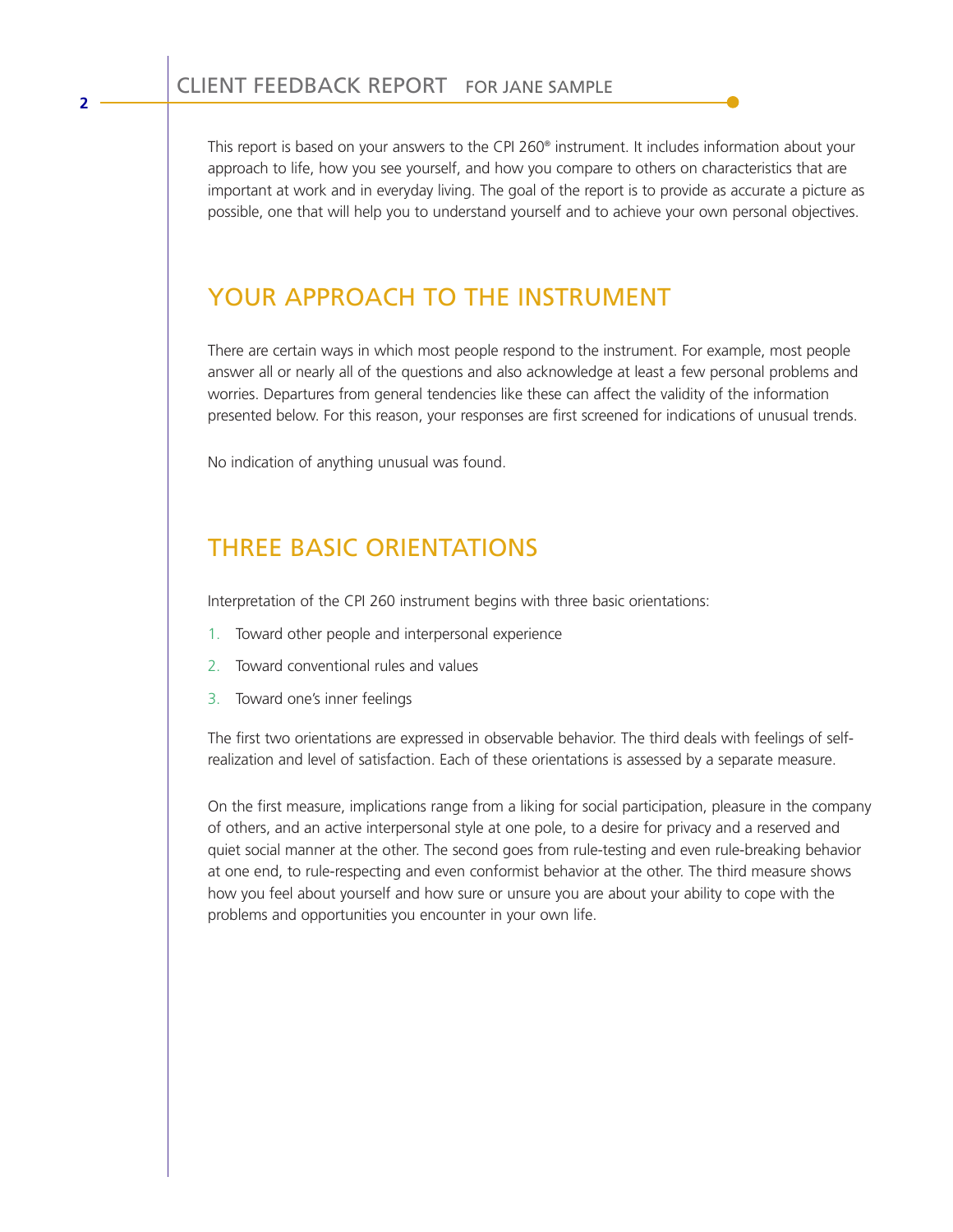This report is based on your answers to the CPI 260® instrument. It includes information about your approach to life, how you see yourself, and how you compare to others on characteristics that are important at work and in everyday living. The goal of the report is to provide as accurate a picture as possible, one that will help you to understand yourself and to achieve your own personal objectives.

## YOUR APPROACH TO THE INSTRUMENT

There are certain ways in which most people respond to the instrument. For example, most people answer all or nearly all of the questions and also acknowledge at least a few personal problems and worries. Departures from general tendencies like these can affect the validity of the information presented below. For this reason, your responses are first screened for indications of unusual trends.

No indication of anything unusual was found.

## THREE BASIC ORIENTATIONS

Interpretation of the CPI 260 instrument begins with three basic orientations:

1. Toward other people and interpersonal experience
2. Toward conventional rules and values
3. Toward one's inner feelings

The first two orientations are expressed in observable behavior. The third deals with feelings of self-realization and level of satisfaction. Each of these orientations is assessed by a separate measure.

On the first measure, implications range from a liking for social participation, pleasure in the company of others, and an active interpersonal style at one pole, to a desire for privacy and a reserved and quiet social manner at the other. The second goes from rule-testing and even rule-breaking behavior at one end, to rule-respecting and even conformist behavior at the other. The third measure shows how you feel about yourself and how sure or unsure you are about your ability to cope with the problems and opportunities you encounter in your own life.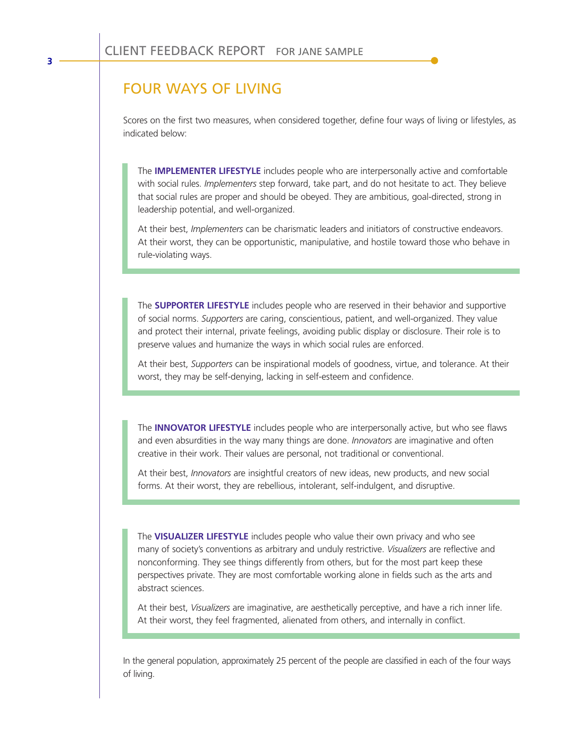## FOUR WAYS OF LIVING

Scores on the first two measures, when considered together, define four ways of living or lifestyles, as indicated below:

The **IMPLEMENTER LIFESTYLE** includes people who are interpersonally active and comfortable with social rules. *Implementers* step forward, take part, and do not hesitate to act. They believe that social rules are proper and should be obeyed. They are ambitious, goal-directed, strong in leadership potential, and well-organized.

At their best, *Implementers* can be charismatic leaders and initiators of constructive endeavors. At their worst, they can be opportunistic, manipulative, and hostile toward those who behave in rule-violating ways.

The **SUPPORTER LIFESTYLE** includes people who are reserved in their behavior and supportive of social norms. *Supporters* are caring, conscientious, patient, and well-organized. They value and protect their internal, private feelings, avoiding public display or disclosure. Their role is to preserve values and humanize the ways in which social rules are enforced.

At their best, *Supporters* can be inspirational models of goodness, virtue, and tolerance. At their worst, they may be self-denying, lacking in self-esteem and confidence.

The **INNOVATOR LIFESTYLE** includes people who are interpersonally active, but who see flaws and even absurdities in the way many things are done. *Innovators* are imaginative and often creative in their work. Their values are personal, not traditional or conventional.

At their best, *Innovators* are insightful creators of new ideas, new products, and new social forms. At their worst, they are rebellious, intolerant, self-indulgent, and disruptive.

The **VISUALIZER LIFESTYLE** includes people who value their own privacy and who see many of society's conventions as arbitrary and unduly restrictive. *Visualizers* are reflective and nonconforming. They see things differently from others, but for the most part keep these perspectives private. They are most comfortable working alone in fields such as the arts and abstract sciences.

At their best, *Visualizers* are imaginative, are aesthetically perceptive, and have a rich inner life. At their worst, they feel fragmented, alienated from others, and internally in conflict.

In the general population, approximately 25 percent of the people are classified in each of the four ways of living.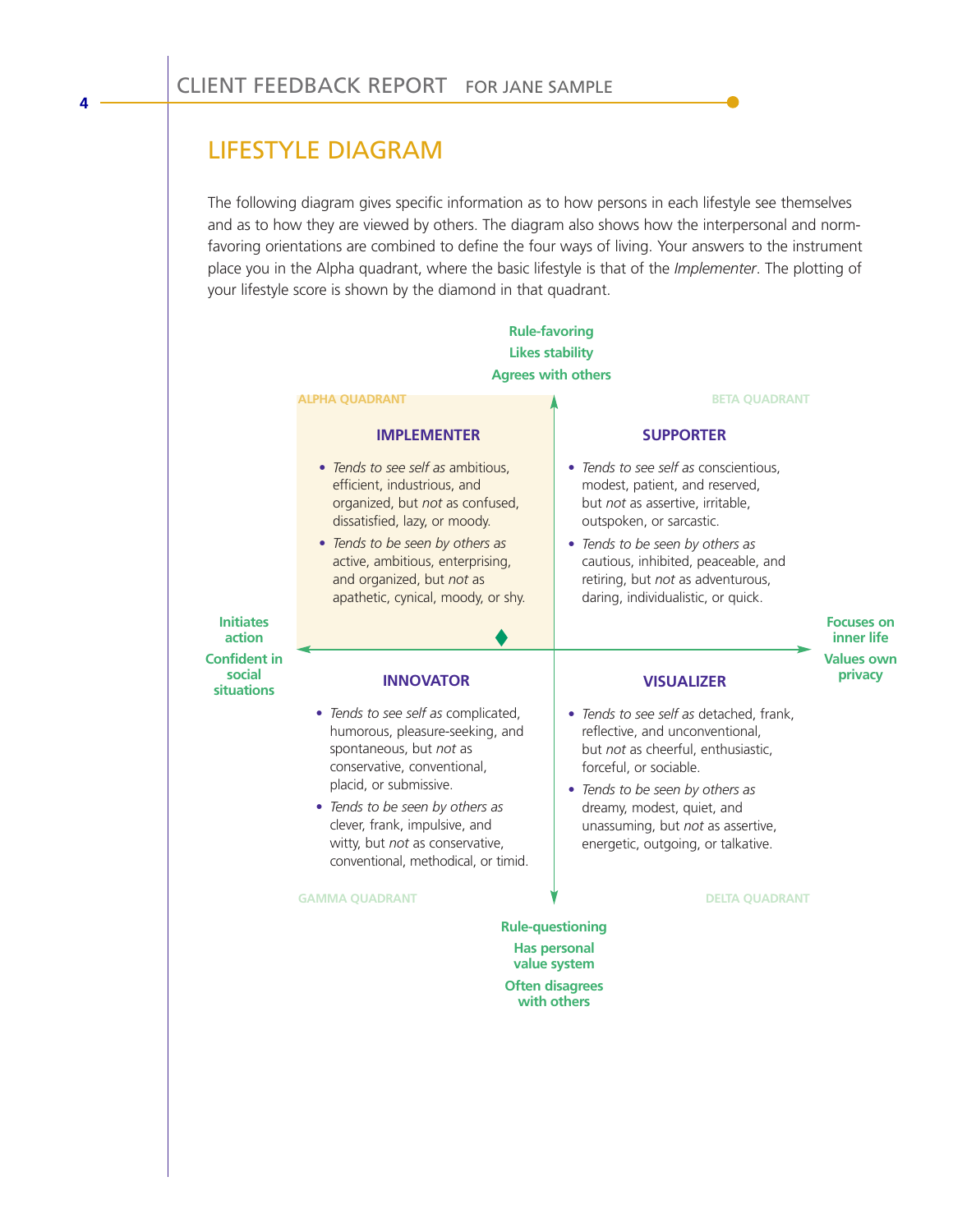## LIFESTYLE DIAGRAM

The following diagram gives specific information as to how persons in each lifestyle see themselves and as to how they are viewed by others. The diagram also shows how the interpersonal and norm-favoring orientations are combined to define the four ways of living. Your answers to the instrument place you in the Alpha quadrant, where the basic lifestyle is that of the *Implementer*. The plotting of your lifestyle score is shown by the diamond in that quadrant.

**Rule-favoring**
**Likes stability**
**Agrees with others**

ALPHA QUADRANT

### IMPLEMENTER

- *Tends to see self as* ambitious, efficient, industrious, and organized, but *not* as confused, dissatisfied, lazy, or moody.
- *Tends to be seen by others as* active, ambitious, enterprising, and organized, but *not* as apathetic, cynical, moody, or shy.

BETA QUADRANT

### SUPPORTER

- *Tends to see self as* conscientious, modest, patient, and reserved, but *not* as assertive, irritable, outspoken, or sarcastic.
- *Tends to be seen by others as* cautious, inhibited, peaceable, and retiring, but *not* as adventurous, daring, individualistic, or quick.

**Initiates action**
**Confident in social situations**

**Focuses on inner life**
**Values own privacy**

### INNOVATOR

- *Tends to see self as* complicated, humorous, pleasure-seeking, and spontaneous, but *not* as conservative, conventional, placid, or submissive.
- *Tends to be seen by others as* clever, frank, impulsive, and witty, but *not* as conservative, conventional, methodical, or timid.

GAMMA QUADRANT

### VISUALIZER

- *Tends to see self as* detached, frank, reflective, and unconventional, but *not* as cheerful, enthusiastic, forceful, or sociable.
- *Tends to be seen by others as* dreamy, modest, quiet, and unassuming, but *not* as assertive, energetic, outgoing, or talkative.

DELTA QUADRANT

**Rule-questioning**
**Has personal value system**
**Often disagrees with others**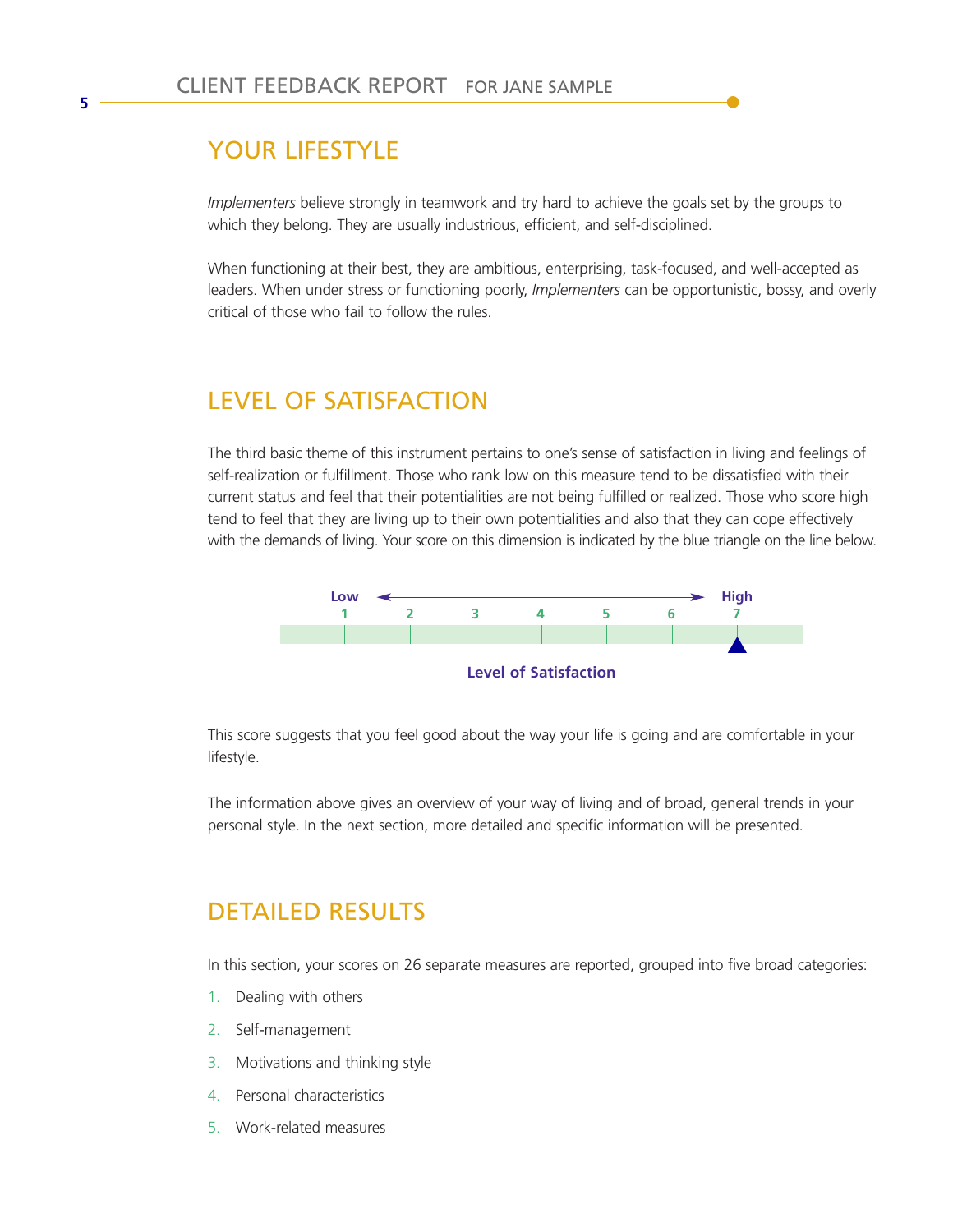## YOUR LIFESTYLE

*Implementers* believe strongly in teamwork and try hard to achieve the goals set by the groups to which they belong. They are usually industrious, efficient, and self-disciplined.

When functioning at their best, they are ambitious, enterprising, task-focused, and well-accepted as leaders. When under stress or functioning poorly, *Implementers* can be opportunistic, bossy, and overly critical of those who fail to follow the rules.

## LEVEL OF SATISFACTION

The third basic theme of this instrument pertains to one's sense of satisfaction in living and feelings of self-realization or fulfillment. Those who rank low on this measure tend to be dissatisfied with their current status and feel that their potentialities are not being fulfilled or realized. Those who score high tend to feel that they are living up to their own potentialities and also that they can cope effectively with the demands of living. Your score on this dimension is indicated by the blue triangle on the line below.

**Low** ← → **High**

1 2 3 4 5 6 7

▲ (at 7)

**Level of Satisfaction**

This score suggests that you feel good about the way your life is going and are comfortable in your lifestyle.

The information above gives an overview of your way of living and of broad, general trends in your personal style. In the next section, more detailed and specific information will be presented.

## DETAILED RESULTS

In this section, your scores on 26 separate measures are reported, grouped into five broad categories:

1. Dealing with others
2. Self-management
3. Motivations and thinking style
4. Personal characteristics
5. Work-related measures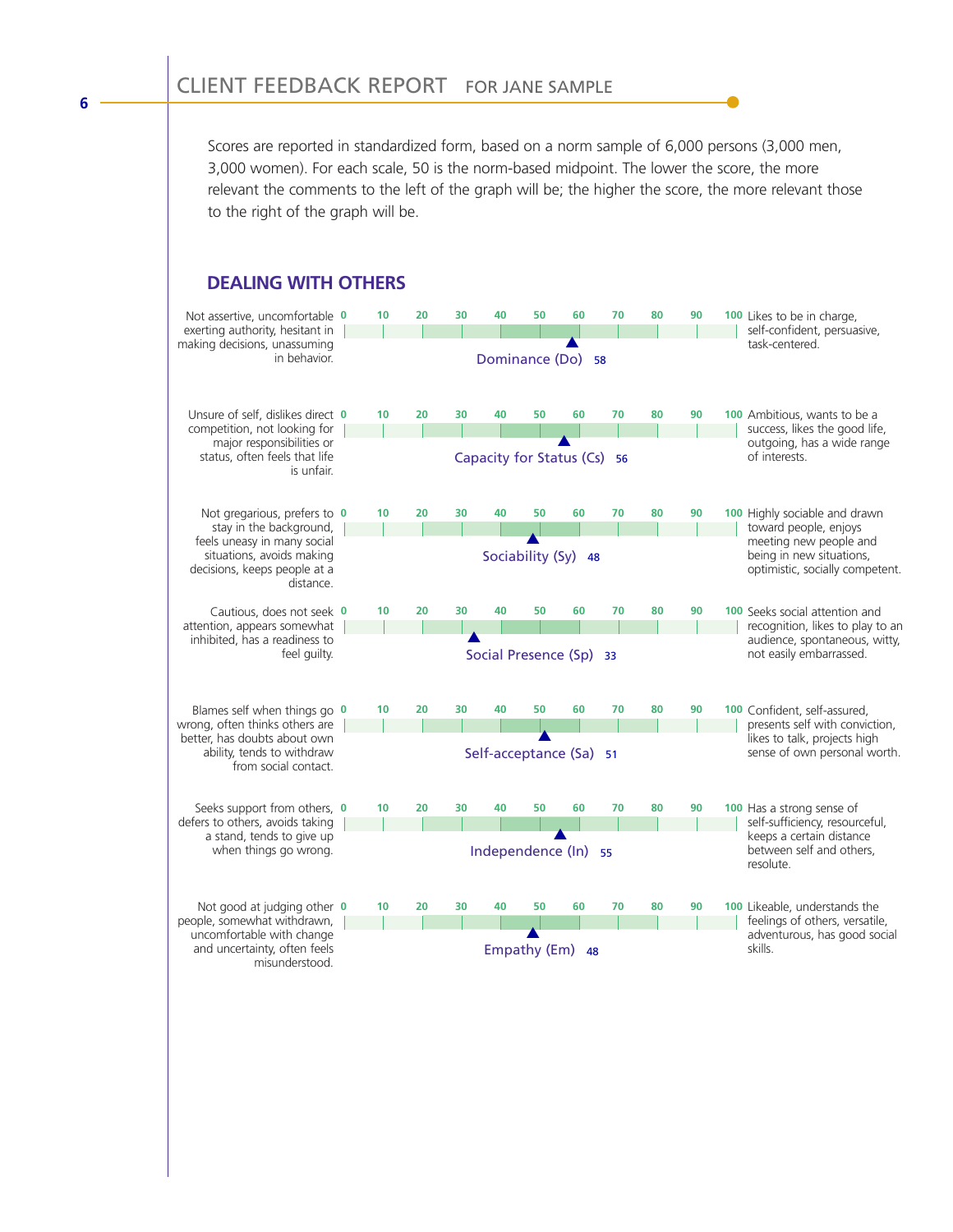Scores are reported in standardized form, based on a norm sample of 6,000 persons (3,000 men, 3,000 women). For each scale, 50 is the norm-based midpoint. The lower the score, the more relevant the comments to the left of the graph will be; the higher the score, the more relevant those to the right of the graph will be.

## DEALING WITH OTHERS

| Low score description | Scale | Score | High score description |
|---|---|---|---|
| Not assertive, uncomfortable exerting authority, hesitant in making decisions, unassuming in behavior. | Dominance (Do) | 58 | Likes to be in charge, self-confident, persuasive, task-centered. |
| Unsure of self, dislikes direct competition, not looking for major responsibilities or status, often feels that life is unfair. | Capacity for Status (Cs) | 56 | Ambitious, wants to be a success, likes the good life, outgoing, has a wide range of interests. |
| Not gregarious, prefers to stay in the background, feels uneasy in many social situations, avoids making decisions, keeps people at a distance. | Sociability (Sy) | 48 | Highly sociable and drawn toward people, enjoys meeting new people and being in new situations, optimistic, socially competent. |
| Cautious, does not seek attention, appears somewhat inhibited, has a readiness to feel guilty. | Social Presence (Sp) | 33 | Seeks social attention and recognition, likes to play to an audience, spontaneous, witty, not easily embarrassed. |
| Blames self when things go wrong, often thinks others are better, has doubts about own ability, tends to withdraw from social contact. | Self-acceptance (Sa) | 51 | Confident, self-assured, presents self with conviction, likes to talk, projects high sense of own personal worth. |
| Seeks support from others, defers to others, avoids taking a stand, tends to give up when things go wrong. | Independence (In) | 55 | Has a strong sense of self-sufficiency, resourceful, keeps a certain distance between self and others, resolute. |
| Not good at judging other people, somewhat withdrawn, uncomfortable with change and uncertainty, often feels misunderstood. | Empathy (Em) | 48 | Likeable, understands the feelings of others, versatile, adventurous, has good social skills. |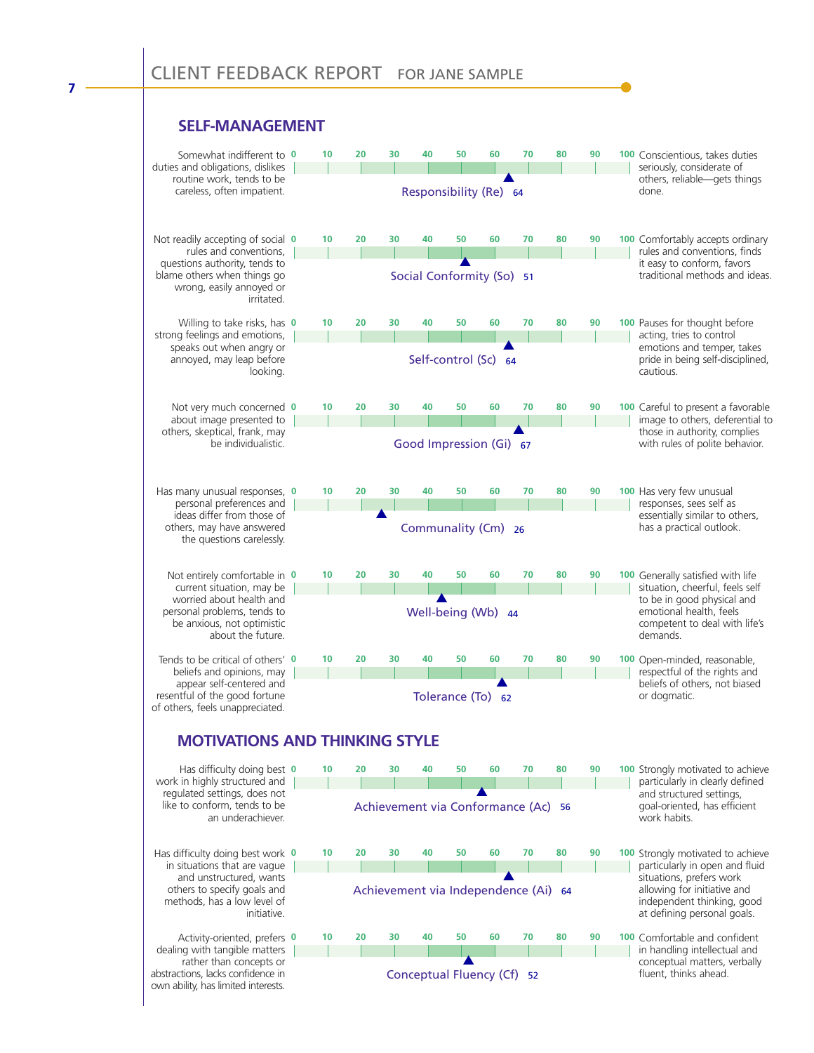## SELF-MANAGEMENT

| Low score description | Scale | Score | High score description |
|---|---|---|---|
| Somewhat indifferent to duties and obligations, dislikes routine work, tends to be careless, often impatient. | Responsibility (Re) | 64 | Conscientious, takes duties seriously, considerate of others, reliable—gets things done. |
| Not readily accepting of social rules and conventions, questions authority, tends to blame others when things go wrong, easily annoyed or irritated. | Social Conformity (So) | 51 | Comfortably accepts ordinary rules and conventions, finds it easy to conform, favors traditional methods and ideas. |
| Willing to take risks, has strong feelings and emotions, speaks out when angry or annoyed, may leap before looking. | Self-control (Sc) | 64 | Pauses for thought before acting, tries to control emotions and temper, takes pride in being self-disciplined, cautious. |
| Not very much concerned about image presented to others, skeptical, frank, may be individualistic. | Good Impression (Gi) | 67 | Careful to present a favorable image to others, deferential to those in authority, complies with rules of polite behavior. |
| Has many unusual responses, personal preferences and ideas differ from those of others, may have answered the questions carelessly. | Communality (Cm) | 26 | Has very few unusual responses, sees self as essentially similar to others, has a practical outlook. |
| Not entirely comfortable in current situation, may be worried about health and personal problems, tends to be anxious, not optimistic about the future. | Well-being (Wb) | 44 | Generally satisfied with life situation, cheerful, feels self to be in good physical and emotional health, feels competent to deal with life's demands. |
| Tends to be critical of others' beliefs and opinions, may appear self-centered and resentful of the good fortune of others, feels unappreciated. | Tolerance (To) | 62 | Open-minded, reasonable, respectful of the rights and beliefs of others, not biased or dogmatic. |

## MOTIVATIONS AND THINKING STYLE

| Low score description | Scale | Score | High score description |
|---|---|---|---|
| Has difficulty doing best work in highly structured and regulated settings, does not like to conform, tends to be an underachiever. | Achievement via Conformance (Ac) | 56 | Strongly motivated to achieve particularly in clearly defined and structured settings, goal-oriented, has efficient work habits. |
| Has difficulty doing best work in situations that are vague and unstructured, wants others to specify goals and methods, has a low level of initiative. | Achievement via Independence (Ai) | 64 | Strongly motivated to achieve particularly in open and fluid situations, prefers work allowing for initiative and independent thinking, good at defining personal goals. |
| Activity-oriented, prefers dealing with tangible matters rather than concepts or abstractions, lacks confidence in own ability, has limited interests. | Conceptual Fluency (Cf) | 52 | Comfortable and confident in handling intellectual and conceptual matters, verbally fluent, thinks ahead. |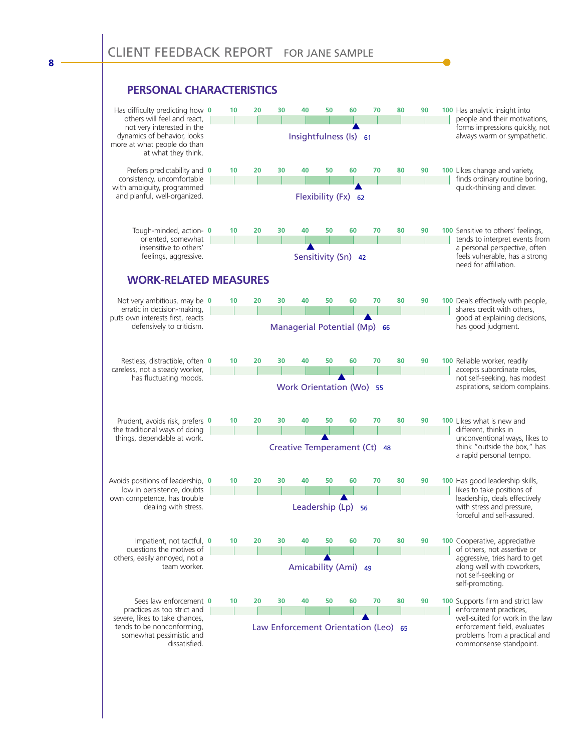## PERSONAL CHARACTERISTICS

| Low score description | Scale | Score | High score description |
|---|---|---|---|
| Has difficulty predicting how others will feel and react, not very interested in the dynamics of behavior, looks more at what people do than at what they think. | Insightfulness (Is) | 61 | Has analytic insight into people and their motivations, forms impressions quickly, not always warm or sympathetic. |
| Prefers predictability and consistency, uncomfortable with ambiguity, programmed and planful, well-organized. | Flexibility (Fx) | 62 | Likes change and variety, finds ordinary routine boring, quick-thinking and clever. |
| Tough-minded, action-oriented, somewhat insensitive to others' feelings, aggressive. | Sensitivity (Sn) | 42 | Sensitive to others' feelings, tends to interpret events from a personal perspective, often feels vulnerable, has a strong need for affiliation. |

## WORK-RELATED MEASURES

| Low score description | Scale | Score | High score description |
|---|---|---|---|
| Not very ambitious, may be erratic in decision-making, puts own interests first, reacts defensively to criticism. | Managerial Potential (Mp) | 66 | Deals effectively with people, shares credit with others, good at explaining decisions, has good judgment. |
| Restless, distractible, often careless, not a steady worker, has fluctuating moods. | Work Orientation (Wo) | 55 | Reliable worker, readily accepts subordinate roles, not self-seeking, has modest aspirations, seldom complains. |
| Prudent, avoids risk, prefers the traditional ways of doing things, dependable at work. | Creative Temperament (Ct) | 48 | Likes what is new and different, thinks in unconventional ways, likes to think "outside the box," has a rapid personal tempo. |
| Avoids positions of leadership, low in persistence, doubts own competence, has trouble dealing with stress. | Leadership (Lp) | 56 | Has good leadership skills, likes to take positions of leadership, deals effectively with stress and pressure, forceful and self-assured. |
| Impatient, not tactful, questions the motives of others, easily annoyed, not a team worker. | Amicability (Ami) | 49 | Cooperative, appreciative of others, not assertive or aggressive, tries hard to get along well with coworkers, not self-seeking or self-promoting. |
| Sees law enforcement practices as too strict and severe, likes to take chances, tends to be nonconforming, somewhat pessimistic and dissatisfied. | Law Enforcement Orientation (Leo) | 65 | Supports firm and strict law enforcement practices, well-suited for work in the law enforcement field, evaluates problems from a practical and commonsense standpoint. |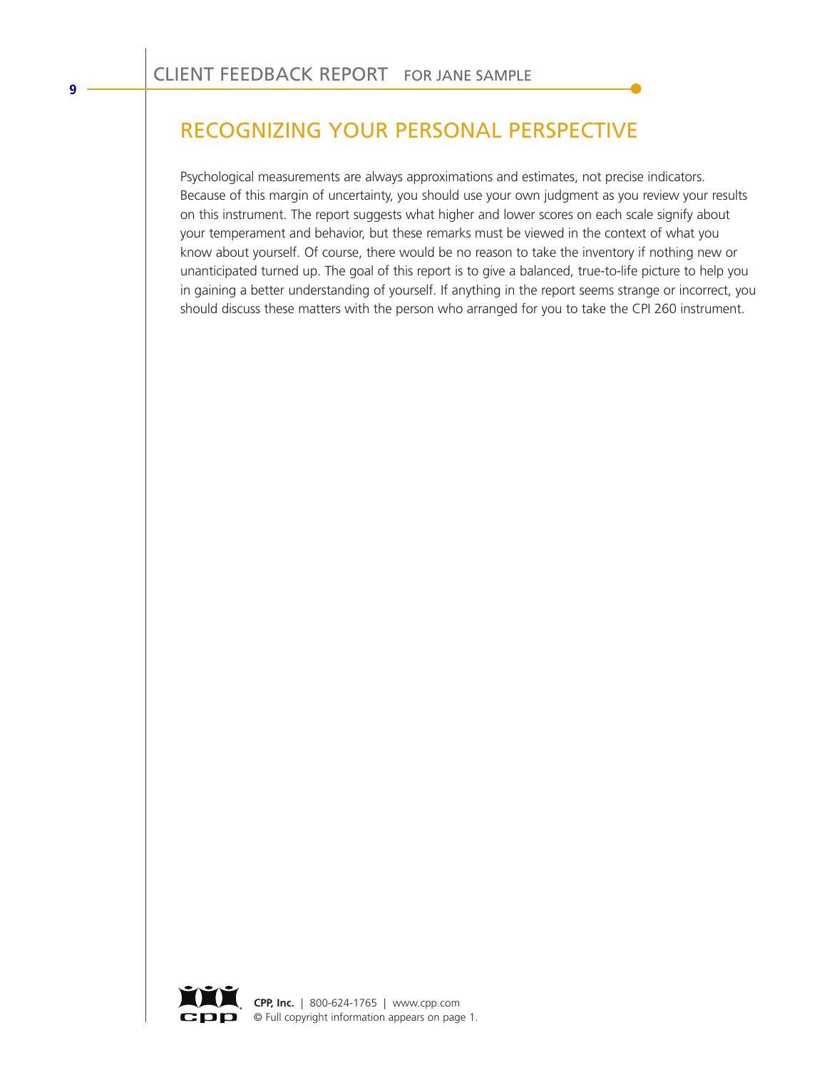## RECOGNIZING YOUR PERSONAL PERSPECTIVE

Psychological measurements are always approximations and estimates, not precise indicators. Because of this margin of uncertainty, you should use your own judgment as you review your results on this instrument. The report suggests what higher and lower scores on each scale signify about your temperament and behavior, but these remarks must be viewed in the context of what you know about yourself. Of course, there would be no reason to take the inventory if nothing new or unanticipated turned up. The goal of this report is to give a balanced, true-to-life picture to help you in gaining a better understanding of yourself. If anything in the report seems strange or incorrect, you should discuss these matters with the person who arranged for you to take the CPI 260 instrument.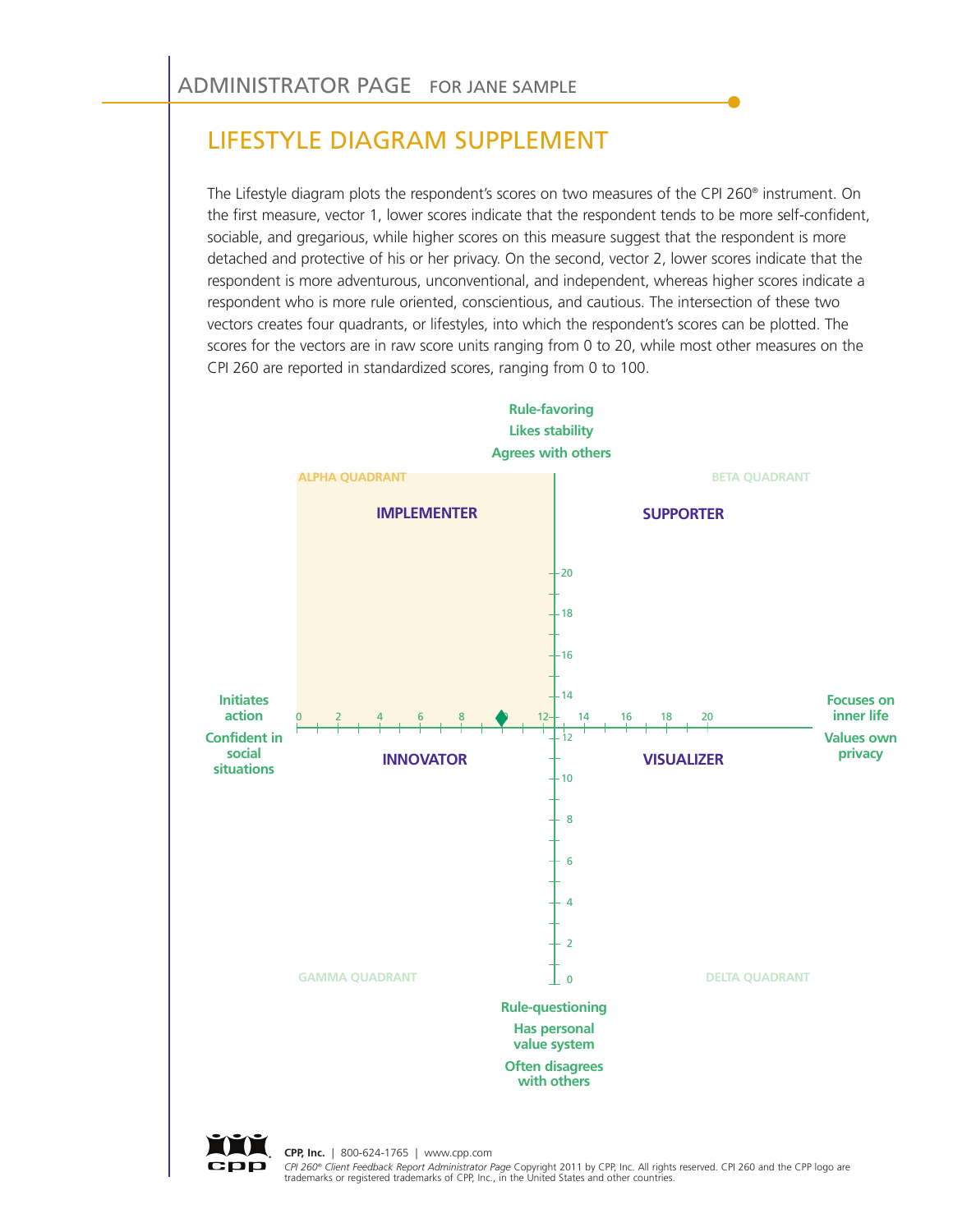# ADMINISTRATOR PAGE FOR JANE SAMPLE

## LIFESTYLE DIAGRAM SUPPLEMENT

The Lifestyle diagram plots the respondent's scores on two measures of the CPI 260® instrument. On the first measure, vector 1, lower scores indicate that the respondent tends to be more self-confident, sociable, and gregarious, while higher scores on this measure suggest that the respondent is more detached and protective of his or her privacy. On the second, vector 2, lower scores indicate that the respondent is more adventurous, unconventional, and independent, whereas higher scores indicate a respondent who is more rule oriented, conscientious, and cautious. The intersection of these two vectors creates four quadrants, or lifestyles, into which the respondent's scores can be plotted. The scores for the vectors are in raw score units ranging from 0 to 20, while most other measures on the CPI 260 are reported in standardized scores, ranging from 0 to 100.

Rule-favoring
Likes stability
Agrees with others

ALPHA QUADRANT
IMPLEMENTER

BETA QUADRANT
SUPPORTER

Initiates action
Confident in social situations

Focuses on inner life
Values own privacy

INNOVATOR
GAMMA QUADRANT

VISUALIZER
DELTA QUADRANT

0 2 4 6 8 10 12 14 16 18 20

0 2 4 6 8 10 12 14 16 18 20

Rule-questioning
Has personal value system
Often disagrees with others

**CPP, Inc.** | 800-624-1765 | www.cpp.com
*CPI 260® Client Feedback Report Administrator Page* Copyright 2011 by CPP, Inc. All rights reserved. CPI 260 and the CPP logo are trademarks or registered trademarks of CPP, Inc., in the United States and other countries.